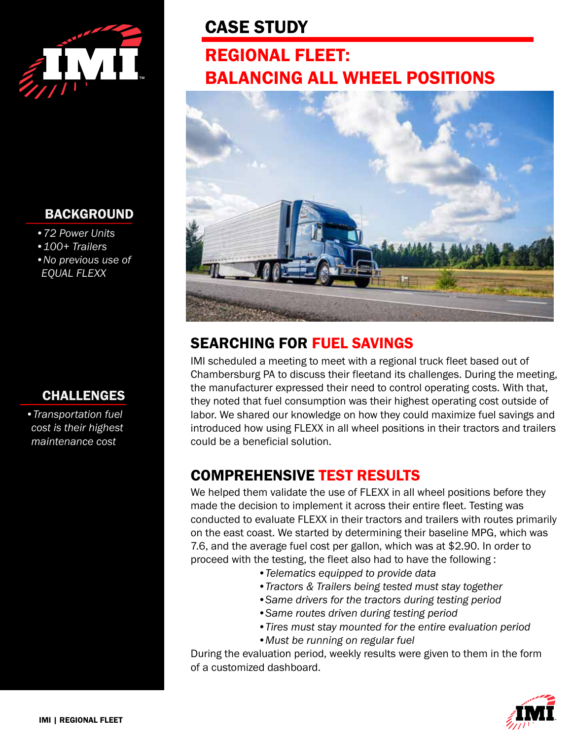# CASE STUDY

## REGIONAL FLEET: BALANCING ALL WHEEL POSITIONS

### BACKGROUND

- *72 Power Units*
- *100+ Trailers*
- *No previous use of EQUAL FLEXX*

### CHALLENGES

- *Transportation fuel cost is their highest maintenance cost*

## SEARCHING FOR FUEL SAVINGS

IMI scheduled a meeting to meet with a regional truck fleet based out of Chambersburg PA to discuss their fleetand its challenges. During the meeting, the manufacturer expressed their need to control operating costs. With that, they noted that fuel consumption was their highest operating cost outside of labor. We shared our knowledge on how they could maximize fuel savings and introduced how using FLEXX in all wheel positions in their tractors and trailers could be a beneficial solution.

## COMPREHENSIVE TEST RESULTS

We helped them validate the use of FLEXX in all wheel positions before they made the decision to implement it across their entire fleet. Testing was conducted to evaluate FLEXX in their tractors and trailers with routes primarily on the east coast. We started by determining their baseline MPG, which was 7.6, and the average fuel cost per gallon, which was at $2.90. In order to proceed with the testing, the fleet also had to have the following :

- *Telematics equipped to provide data*
- *Tractors & Trailers being tested must stay together*
- *Same drivers for the tractors during testing period*
- *Same routes driven during testing period*
- *Tires must stay mounted for the entire evaluation period*
- *Must be running on regular fuel*

During the evaluation period, weekly results were given to them in the form of a customized dashboard.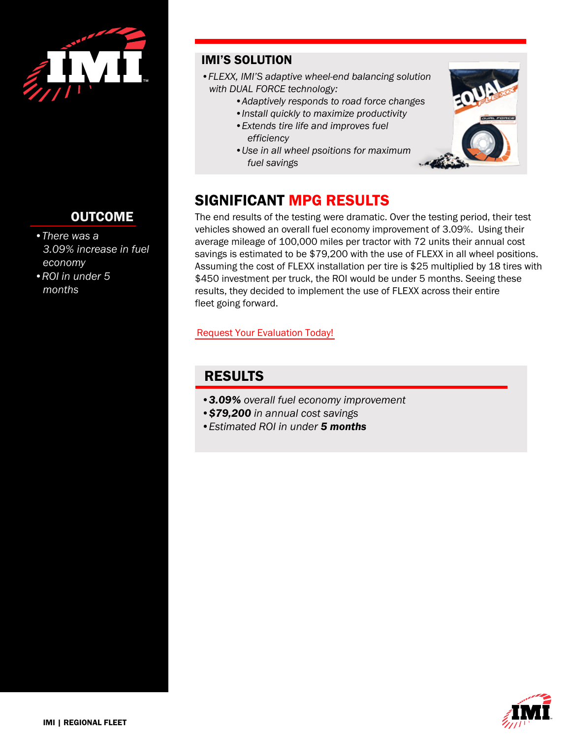## OUTCOME

- *There was a 3.09% increase in fuel economy*
- *ROI in under 5 months*

## IMI'S SOLUTION

- *FLEXX, IMI'S adaptive wheel-end balancing solution with DUAL FORCE technology:*
  - *Adaptively responds to road force changes*
  - *Install quickly to maximize productivity*
  - *Extends tire life and improves fuel efficiency*
  - *Use in all wheel psoitions for maximum fuel savings*

## SIGNIFICANT MPG RESULTS

The end results of the testing were dramatic. Over the testing period, their test vehicles showed an overall fuel economy improvement of 3.09%. Using their average mileage of 100,000 miles per tractor with 72 units their annual cost savings is estimated to be $79,200 with the use of FLEXX in all wheel positions. Assuming the cost of FLEXX installation per tire is $25 multiplied by 18 tires with $450 investment per truck, the ROI would be under 5 months. Seeing these results, they decided to implement the use of FLEXX across their entire fleet going forward.

Request Your Evaluation Today!

## RESULTS

- ***3.09%** overall fuel economy improvement*
- ***$79,200** in annual cost savings*
- *Estimated ROI in under **5 months***